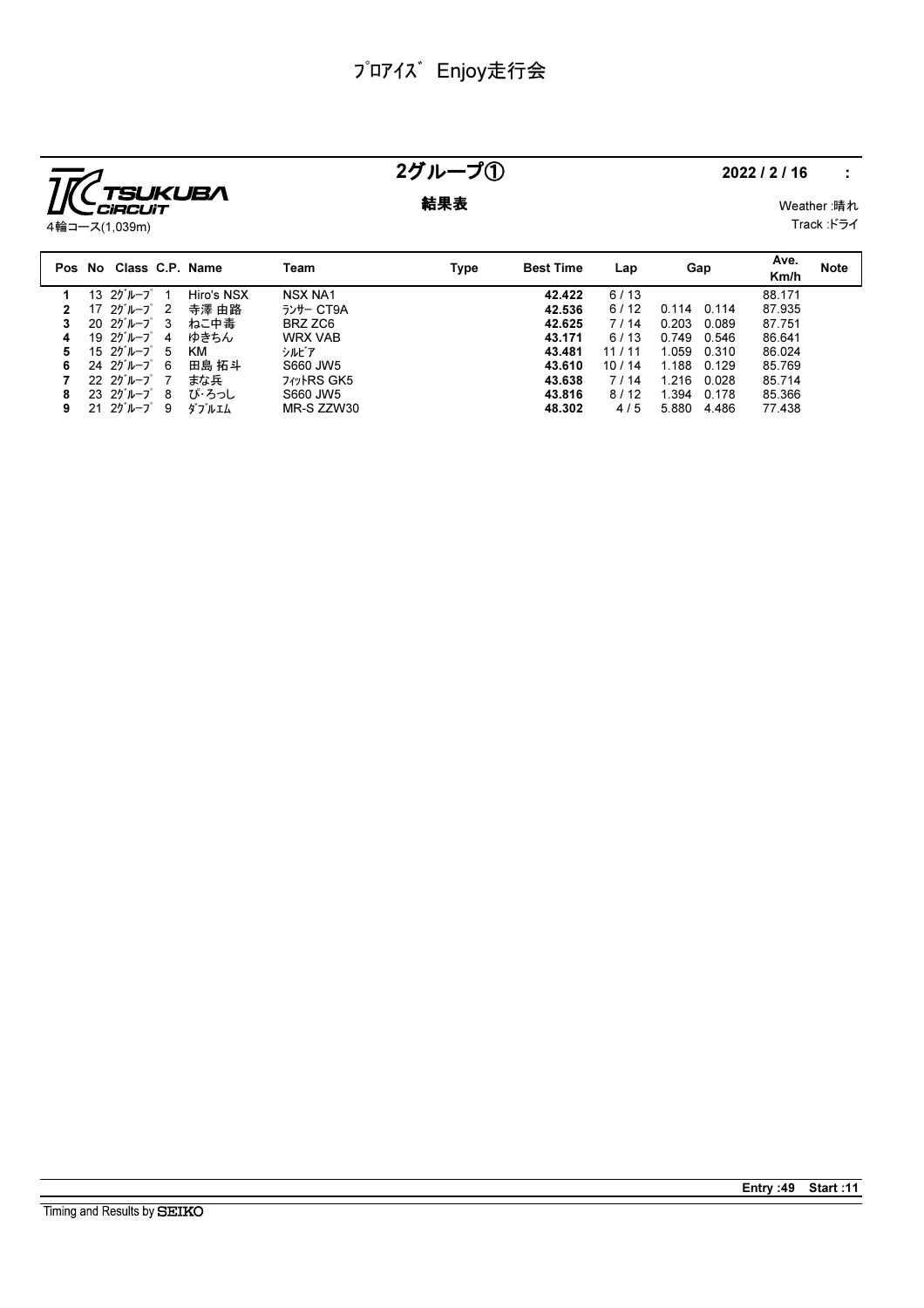# ﾌﾟﾛｱｲｽﾞ Enjoy走行会

TSUKUBA CIRCUIT
4輪コース(1,039m)

## 2グループ①

**結果表**

**2022 / 2 / 16 :**

Weather :晴れ
Track :ドライ

| Pos | No | Class | C.P. | Name | Team | Type | Best Time | Lap | Gap | | Ave. Km/h | Note |
|---|---|---|---|---|---|---|---|---|---|---|---|---|
| 1 | 13 | 2ｸﾞﾙｰﾌﾟ | 1 | Hiro's NSX | NSX NA1 | | **42.422** | 6 / 13 | | | 88.171 | |
| 2 | 17 | 2ｸﾞﾙｰﾌﾟ | 2 | 寺澤 由路 | ﾗﾝｻｰ CT9A | | **42.536** | 6 / 12 | 0.114 | 0.114 | 87.935 | |
| 3 | 20 | 2ｸﾞﾙｰﾌﾟ | 3 | ねこ中毒 | BRZ ZC6 | | **42.625** | 7 / 14 | 0.203 | 0.089 | 87.751 | |
| 4 | 19 | 2ｸﾞﾙｰﾌﾟ | 4 | ゆきちん | WRX VAB | | **43.171** | 6 / 13 | 0.749 | 0.546 | 86.641 | |
| 5 | 15 | 2ｸﾞﾙｰﾌﾟ | 5 | KM | ｼﾙﾋﾞｱ | | **43.481** | 11 / 11 | 1.059 | 0.310 | 86.024 | |
| 6 | 24 | 2ｸﾞﾙｰﾌﾟ | 6 | 田島 拓斗 | S660 JW5 | | **43.610** | 10 / 14 | 1.188 | 0.129 | 85.769 | |
| 7 | 22 | 2ｸﾞﾙｰﾌﾟ | 7 | まな兵 | ﾌｨｯﾄRS GK5 | | **43.638** | 7 / 14 | 1.216 | 0.028 | 85.714 | |
| 8 | 23 | 2ｸﾞﾙｰﾌﾟ | 8 | ぴ･ろっし | S660 JW5 | | **43.816** | 8 / 12 | 1.394 | 0.178 | 85.366 | |
| 9 | 21 | 2ｸﾞﾙｰﾌﾟ | 9 | ﾀﾞﾌﾞﾙｴﾑ | MR-S ZZW30 | | **48.302** | 4 / 5 | 5.880 | 4.486 | 77.438 | |

**Entry :49 Start :11**

Timing and Results by SEIKO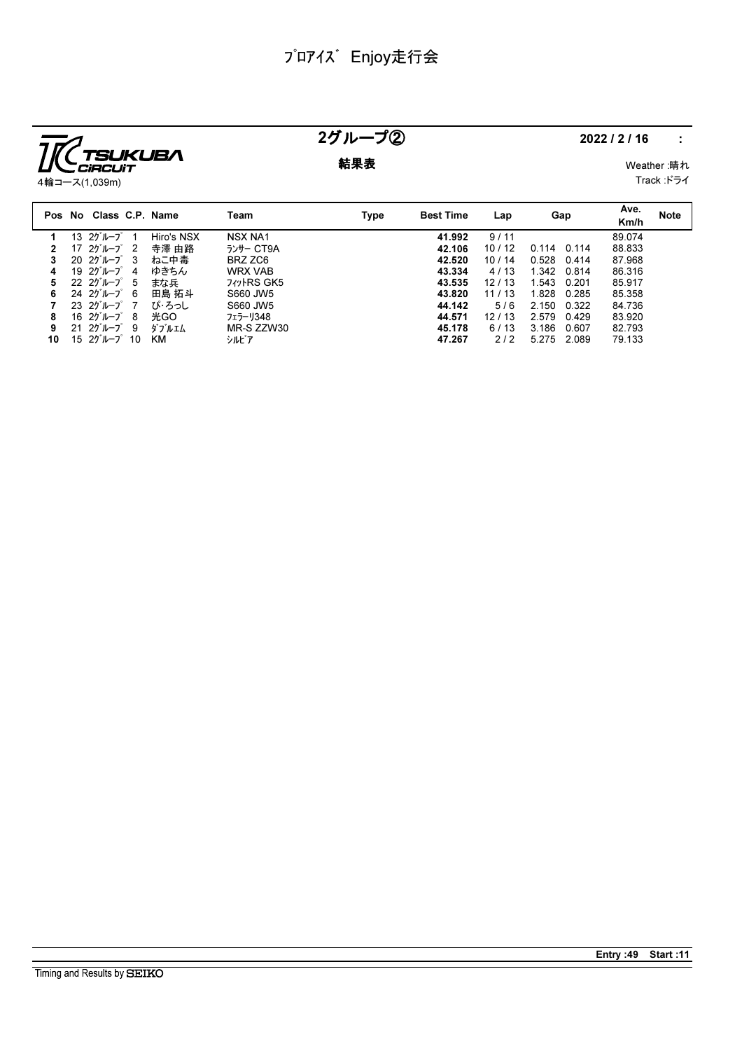# ﾌﾟﾛｱｲｽﾞ Enjoy走行会

TSUKUBA CIRCUIT
4輪コース(1,039m)

## 2グループ②

**結果表**

**2022 / 2 / 16 :**

Weather :晴れ
Track :ドライ

| Pos | No | Class | C.P. | Name | Team | Type | Best Time | Lap | Gap | | Ave. Km/h | Note |
|---|---|---|---|---|---|---|---|---|---|---|---|---|
| 1 | 13 | 2ｸﾞﾙｰﾌﾟ | 1 | Hiro's NSX | NSX NA1 | | **41.992** | 9 / 11 | | | 89.074 | |
| 2 | 17 | 2ｸﾞﾙｰﾌﾟ | 2 | 寺澤 由路 | ﾗﾝｻｰ CT9A | | **42.106** | 10 / 12 | 0.114 | 0.114 | 88.833 | |
| 3 | 20 | 2ｸﾞﾙｰﾌﾟ | 3 | ねこ中毒 | BRZ ZC6 | | **42.520** | 10 / 14 | 0.528 | 0.414 | 87.968 | |
| 4 | 19 | 2ｸﾞﾙｰﾌﾟ | 4 | ゆきちん | WRX VAB | | **43.334** | 4 / 13 | 1.342 | 0.814 | 86.316 | |
| 5 | 22 | 2ｸﾞﾙｰﾌﾟ | 5 | まな兵 | ﾌｨｯﾄRS GK5 | | **43.535** | 12 / 13 | 1.543 | 0.201 | 85.917 | |
| 6 | 24 | 2ｸﾞﾙｰﾌﾟ | 6 | 田島 拓斗 | S660 JW5 | | **43.820** | 11 / 13 | 1.828 | 0.285 | 85.358 | |
| 7 | 23 | 2ｸﾞﾙｰﾌﾟ | 7 | ぴ･ろっし | S660 JW5 | | **44.142** | 5 / 6 | 2.150 | 0.322 | 84.736 | |
| 8 | 16 | 2ｸﾞﾙｰﾌﾟ | 8 | 光GO | ﾌｪﾗｰﾘ348 | | **44.571** | 12 / 13 | 2.579 | 0.429 | 83.920 | |
| 9 | 21 | 2ｸﾞﾙｰﾌﾟ | 9 | ﾀﾞﾌﾞﾙｴﾑ | MR-S ZZW30 | | **45.178** | 6 / 13 | 3.186 | 0.607 | 82.793 | |
| 10 | 15 | 2ｸﾞﾙｰﾌﾟ | 10 | KM | ｼﾙﾋﾞｱ | | **47.267** | 2 / 2 | 5.275 | 2.089 | 79.133 | |

**Entry :49 Start :11**

Timing and Results by SEIKO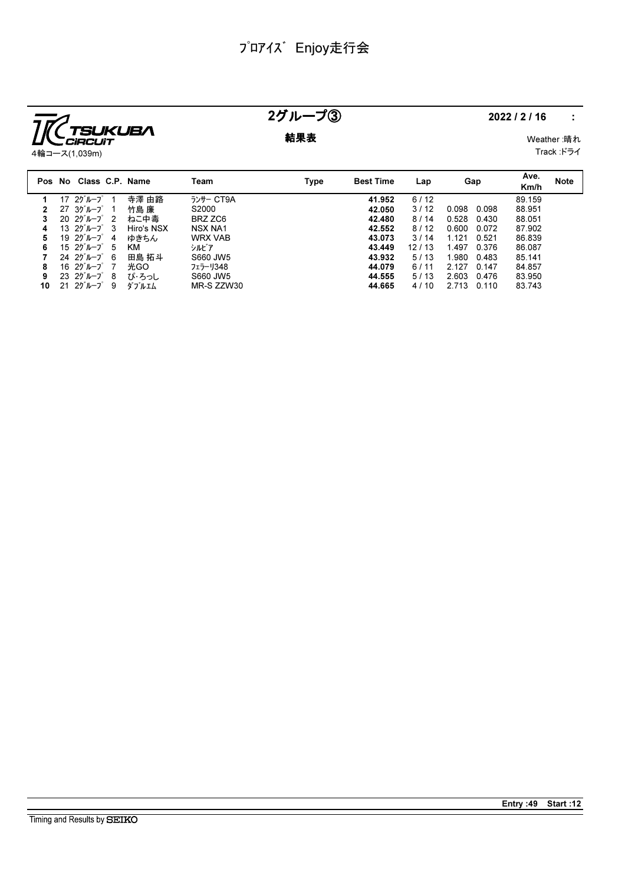# ﾌﾟﾛｱｲｽﾞ Enjoy走行会

TSUKUBA CIRCUIT

4輪コース(1,039m)

## 2グループ③

**結果表**

**2022 / 2 / 16 :**

Weather :晴れ

Track :ドライ

| Pos | No | Class | C.P. | Name | Team | Type | Best Time | Lap | Gap | | Ave. Km/h | Note |
|---|---|---|---|---|---|---|---|---|---|---|---|---|
| 1 | 17 | 2ｸﾞﾙｰﾌﾟ | 1 | 寺澤 由路 | ﾗﾝｻｰ CT9A | | **41.952** | 6 / 12 | | | 89.159 | |
| 2 | 27 | 3ｸﾞﾙｰﾌﾟ | 1 | 竹島 廉 | S2000 | | **42.050** | 3 / 12 | 0.098 | 0.098 | 88.951 | |
| 3 | 20 | 2ｸﾞﾙｰﾌﾟ | 2 | ねこ中毒 | BRZ ZC6 | | **42.480** | 8 / 14 | 0.528 | 0.430 | 88.051 | |
| 4 | 13 | 2ｸﾞﾙｰﾌﾟ | 3 | Hiro's NSX | NSX NA1 | | **42.552** | 8 / 12 | 0.600 | 0.072 | 87.902 | |
| 5 | 19 | 2ｸﾞﾙｰﾌﾟ | 4 | ゆきちん | WRX VAB | | **43.073** | 3 / 14 | 1.121 | 0.521 | 86.839 | |
| 6 | 15 | 2ｸﾞﾙｰﾌﾟ | 5 | KM | ｼﾙﾋﾞｱ | | **43.449** | 12 / 13 | 1.497 | 0.376 | 86.087 | |
| 7 | 24 | 2ｸﾞﾙｰﾌﾟ | 6 | 田島 拓斗 | S660 JW5 | | **43.932** | 5 / 13 | 1.980 | 0.483 | 85.141 | |
| 8 | 16 | 2ｸﾞﾙｰﾌﾟ | 7 | 光GO | ﾌｪﾗｰﾘ348 | | **44.079** | 6 / 11 | 2.127 | 0.147 | 84.857 | |
| 9 | 23 | 2ｸﾞﾙｰﾌﾟ | 8 | ぴ･ろっし | S660 JW5 | | **44.555** | 5 / 13 | 2.603 | 0.476 | 83.950 | |
| 10 | 21 | 2ｸﾞﾙｰﾌﾟ | 9 | ﾀﾞﾌﾞﾙｴﾑ | MR-S ZZW30 | | **44.665** | 4 / 10 | 2.713 | 0.110 | 83.743 | |

**Entry :49 Start :12**

Timing and Results by SEIKO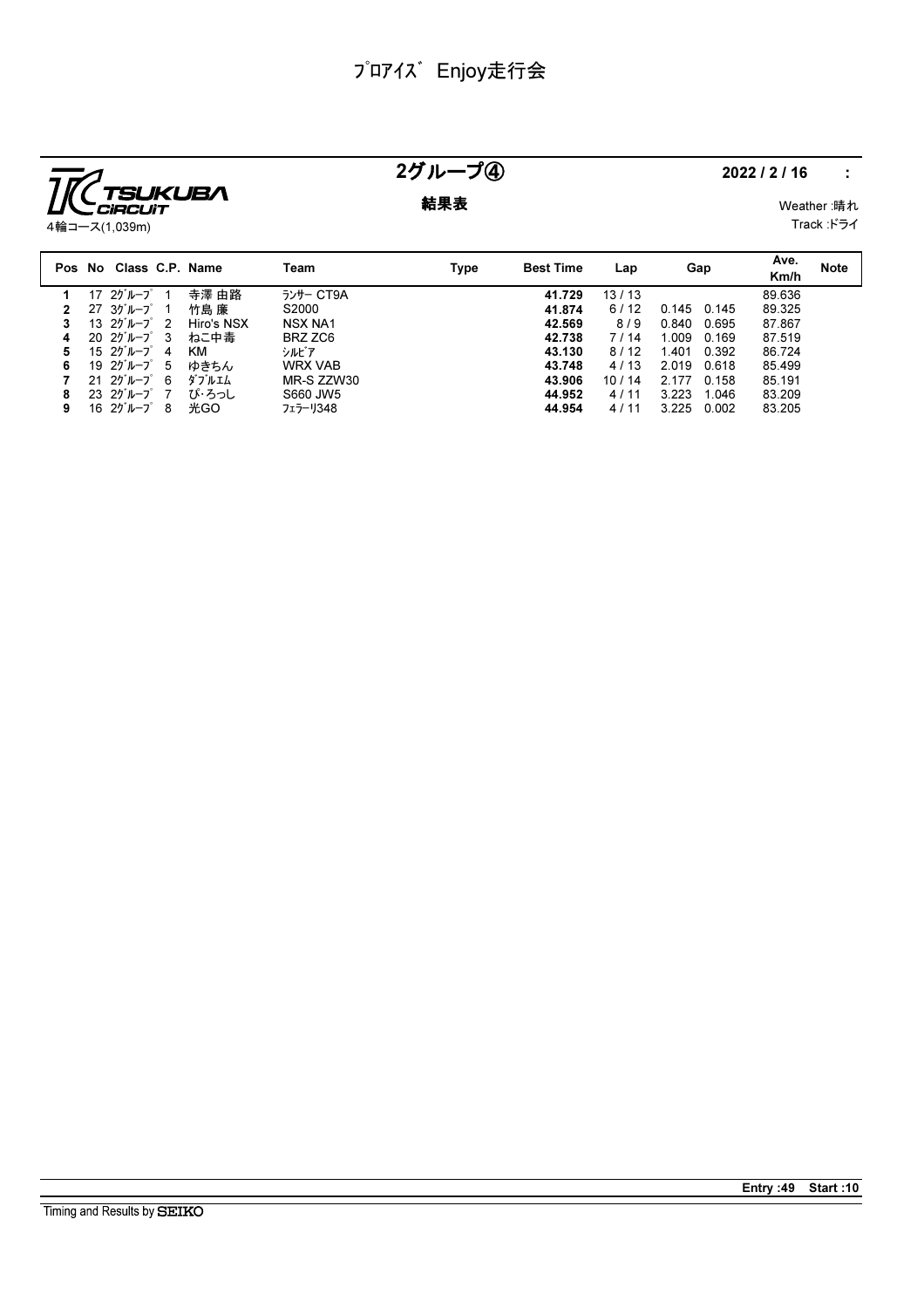# ﾌﾟﾛｱｲｽﾞ Enjoy走行会

TSUKUBA CIRCUIT
4輪コース(1,039m)

## 2グループ④

**結果表**

**2022 / 2 / 16 :**

Weather :晴れ
Track :ドライ

| Pos | No | Class | C.P. | Name | Team | Type | Best Time | Lap | Gap | | Ave. Km/h | Note |
|---|---|---|---|---|---|---|---|---|---|---|---|---|
| 1 | 17 | 2ｸﾞﾙｰﾌﾟ | 1 | 寺澤 由路 | ﾗﾝｻｰ CT9A | | **41.729** | 13 / 13 | | | 89.636 | |
| 2 | 27 | 3ｸﾞﾙｰﾌﾟ | 1 | 竹島 廉 | S2000 | | **41.874** | 6 / 12 | 0.145 | 0.145 | 89.325 | |
| 3 | 13 | 2ｸﾞﾙｰﾌﾟ | 2 | Hiro's NSX | NSX NA1 | | **42.569** | 8 / 9 | 0.840 | 0.695 | 87.867 | |
| 4 | 20 | 2ｸﾞﾙｰﾌﾟ | 3 | ねこ中毒 | BRZ ZC6 | | **42.738** | 7 / 14 | 1.009 | 0.169 | 87.519 | |
| 5 | 15 | 2ｸﾞﾙｰﾌﾟ | 4 | KM | ｼﾙﾋﾞｱ | | **43.130** | 8 / 12 | 1.401 | 0.392 | 86.724 | |
| 6 | 19 | 2ｸﾞﾙｰﾌﾟ | 5 | ゆきちん | WRX VAB | | **43.748** | 4 / 13 | 2.019 | 0.618 | 85.499 | |
| 7 | 21 | 2ｸﾞﾙｰﾌﾟ | 6 | ﾀﾞﾌﾞﾙｴﾑ | MR-S ZZW30 | | **43.906** | 10 / 14 | 2.177 | 0.158 | 85.191 | |
| 8 | 23 | 2ｸﾞﾙｰﾌﾟ | 7 | ぴ･ろっし | S660 JW5 | | **44.952** | 4 / 11 | 3.223 | 1.046 | 83.209 | |
| 9 | 16 | 2ｸﾞﾙｰﾌﾟ | 8 | 光GO | ﾌｪﾗｰﾘ348 | | **44.954** | 4 / 11 | 3.225 | 0.002 | 83.205 | |

**Entry :49 Start :10**

Timing and Results by SEIKO